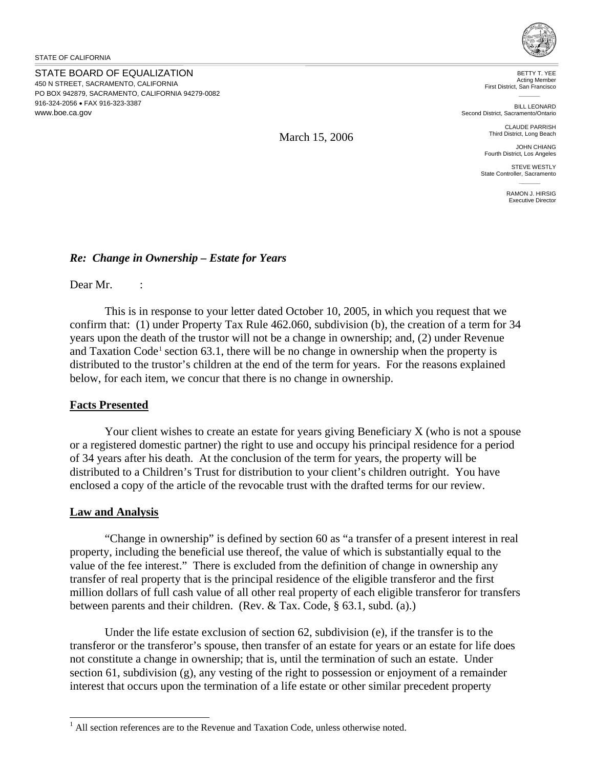STATE OF CALIFORNIA

STATE BOARD OF EQUALIZATION
450 N STREET, SACRAMENTO, CALIFORNIA
PO BOX 942879, SACRAMENTO, CALIFORNIA 94279-0082
916-324-2056 • FAX 916-323-3387
www.boe.ca.gov

BETTY T. YEE
Acting Member
First District, San Francisco

BILL LEONARD
Second District, Sacramento/Ontario

CLAUDE PARRISH
Third District, Long Beach

JOHN CHIANG
Fourth District, Los Angeles

STEVE WESTLY
State Controller, Sacramento

RAMON J. HIRSIG
Executive Director

March 15, 2006

***Re: Change in Ownership – Estate for Years***

Dear Mr. :

This is in response to your letter dated October 10, 2005, in which you request that we confirm that: (1) under Property Tax Rule 462.060, subdivision (b), the creation of a term for 34 years upon the death of the trustor will not be a change in ownership; and, (2) under Revenue and Taxation Code[1] section 63.1, there will be no change in ownership when the property is distributed to the trustor's children at the end of the term for years. For the reasons explained below, for each item, we concur that there is no change in ownership.

## Facts Presented

Your client wishes to create an estate for years giving Beneficiary X (who is not a spouse or a registered domestic partner) the right to use and occupy his principal residence for a period of 34 years after his death. At the conclusion of the term for years, the property will be distributed to a Children's Trust for distribution to your client's children outright. You have enclosed a copy of the article of the revocable trust with the drafted terms for our review.

## Law and Analysis

"Change in ownership" is defined by section 60 as "a transfer of a present interest in real property, including the beneficial use thereof, the value of which is substantially equal to the value of the fee interest." There is excluded from the definition of change in ownership any transfer of real property that is the principal residence of the eligible transferor and the first million dollars of full cash value of all other real property of each eligible transferor for transfers between parents and their children. (Rev. & Tax. Code, § 63.1, subd. (a).)

Under the life estate exclusion of section 62, subdivision (e), if the transfer is to the transferor or the transferor's spouse, then transfer of an estate for years or an estate for life does not constitute a change in ownership; that is, until the termination of such an estate. Under section 61, subdivision (g), any vesting of the right to possession or enjoyment of a remainder interest that occurs upon the termination of a life estate or other similar precedent property

[1] All section references are to the Revenue and Taxation Code, unless otherwise noted.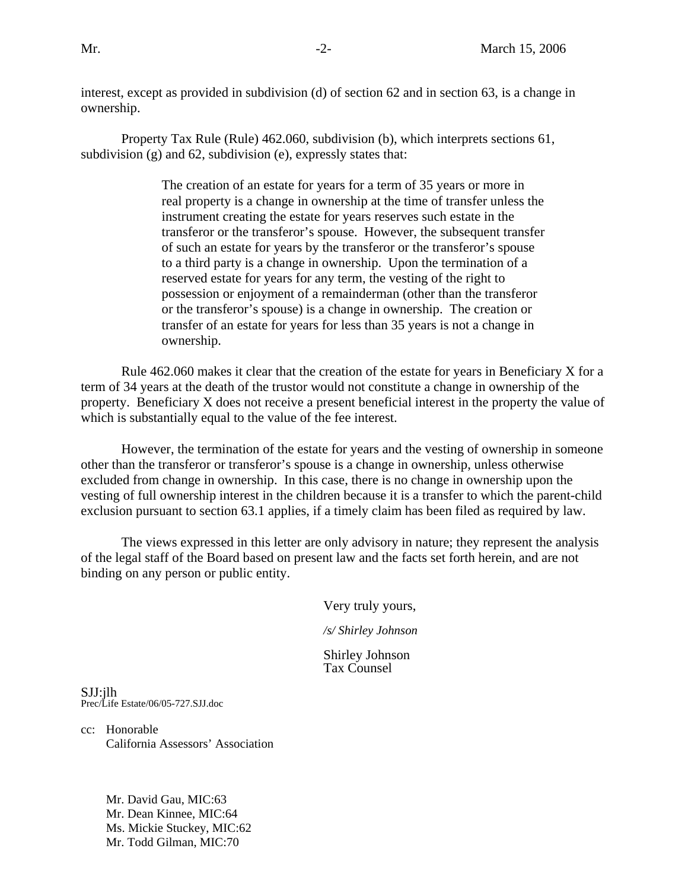interest, except as provided in subdivision (d) of section 62 and in section 63, is a change in ownership.

Property Tax Rule (Rule) 462.060, subdivision (b), which interprets sections 61, subdivision (g) and 62, subdivision (e), expressly states that:

> The creation of an estate for years for a term of 35 years or more in real property is a change in ownership at the time of transfer unless the instrument creating the estate for years reserves such estate in the transferor or the transferor's spouse. However, the subsequent transfer of such an estate for years by the transferor or the transferor's spouse to a third party is a change in ownership. Upon the termination of a reserved estate for years for any term, the vesting of the right to possession or enjoyment of a remainderman (other than the transferor or the transferor's spouse) is a change in ownership. The creation or transfer of an estate for years for less than 35 years is not a change in ownership.

Rule 462.060 makes it clear that the creation of the estate for years in Beneficiary X for a term of 34 years at the death of the trustor would not constitute a change in ownership of the property. Beneficiary X does not receive a present beneficial interest in the property the value of which is substantially equal to the value of the fee interest.

However, the termination of the estate for years and the vesting of ownership in someone other than the transferor or transferor's spouse is a change in ownership, unless otherwise excluded from change in ownership. In this case, there is no change in ownership upon the vesting of full ownership interest in the children because it is a transfer to which the parent-child exclusion pursuant to section 63.1 applies, if a timely claim has been filed as required by law.

The views expressed in this letter are only advisory in nature; they represent the analysis of the legal staff of the Board based on present law and the facts set forth herein, and are not binding on any person or public entity.

Very truly yours,

*/s/ Shirley Johnson*

Shirley Johnson
Tax Counsel

SJJ:jlh
Prec/Life Estate/06/05-727.SJJ.doc

cc: Honorable
California Assessors' Association

Mr. David Gau, MIC:63
Mr. Dean Kinnee, MIC:64
Ms. Mickie Stuckey, MIC:62
Mr. Todd Gilman, MIC:70